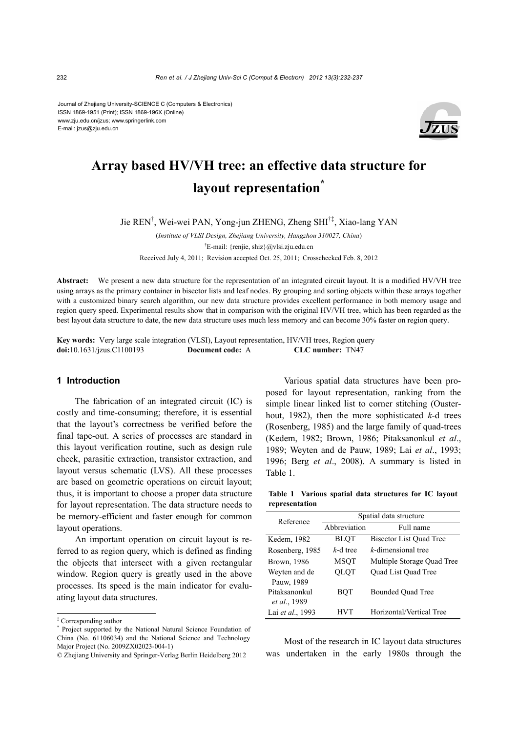Journal of Zhejiang University-SCIENCE C (Computers & Electronics)
ISSN 1869-1951 (Print); ISSN 1869-196X (Online)
www.zju.edu.cn/jzus; www.springerlink.com
E-mail: jzus@zju.edu.cn

# Array based HV/VH tree: an effective data structure for layout representation*

Jie REN[†], Wei-wei PAN, Yong-jun ZHENG, Zheng SHI[†‡], Xiao-lang YAN

(*Institute of VLSI Design, Zhejiang University, Hangzhou 310027, China*)

[†]E-mail: {renjie, shiz}@vlsi.zju.edu.cn

Received July 4, 2011; Revision accepted Oct. 25, 2011; Crosschecked Feb. 8, 2012

**Abstract:** We present a new data structure for the representation of an integrated circuit layout. It is a modified HV/VH tree using arrays as the primary container in bisector lists and leaf nodes. By grouping and sorting objects within these arrays together with a customized binary search algorithm, our new data structure provides excellent performance in both memory usage and region query speed. Experimental results show that in comparison with the original HV/VH tree, which has been regarded as the best layout data structure to date, the new data structure uses much less memory and can become 30% faster on region query.

**Key words:** Very large scale integration (VLSI), Layout representation, HV/VH trees, Region query
**doi:**10.1631/jzus.C1100193 **Document code:** A **CLC number:** TN47

## 1 Introduction

The fabrication of an integrated circuit (IC) is costly and time-consuming; therefore, it is essential that the layout's correctness be verified before the final tape-out. A series of processes are standard in this layout verification routine, such as design rule check, parasitic extraction, transistor extraction, and layout versus schematic (LVS). All these processes are based on geometric operations on circuit layout; thus, it is important to choose a proper data structure for layout representation. The data structure needs to be memory-efficient and faster enough for common layout operations.

An important operation on circuit layout is referred to as region query, which is defined as finding the objects that intersect with a given rectangular window. Region query is greatly used in the above processes. Its speed is the main indicator for evaluating layout data structures.

Various spatial data structures have been proposed for layout representation, ranking from the simple linear linked list to corner stitching (Ousterhout, 1982), then the more sophisticated *k*-d trees (Rosenberg, 1985) and the large family of quad-trees (Kedem, 1982; Brown, 1986; Pitaksanonkul *et al*., 1989; Weyten and de Pauw, 1989; Lai *et al*., 1993; 1996; Berg *et al*., 2008). A summary is listed in Table 1.

**Table 1 Various spatial data structures for IC layout representation**

| Reference | Spatial data structure | |
|---|---|---|
| | Abbreviation | Full name |
| Kedem, 1982 | BLQT | Bisector List Quad Tree |
| Rosenberg, 1985 | *k*-d tree | *k*-dimensional tree |
| Brown, 1986 | MSQT | Multiple Storage Quad Tree |
| Weyten and de Pauw, 1989 | QLQT | Quad List Quad Tree |
| Pitaksanonkul *et al*., 1989 | BQT | Bounded Quad Tree |
| Lai *et al*., 1993 | HVT | Horizontal/Vertical Tree |

Most of the research in IC layout data structures was undertaken in the early 1980s through the

[‡] Corresponding author
[*] Project supported by the National Natural Science Foundation of China (No. 61106034) and the National Science and Technology Major Project (No. 2009ZX02023-004-1)
© Zhejiang University and Springer-Verlag Berlin Heidelberg 2012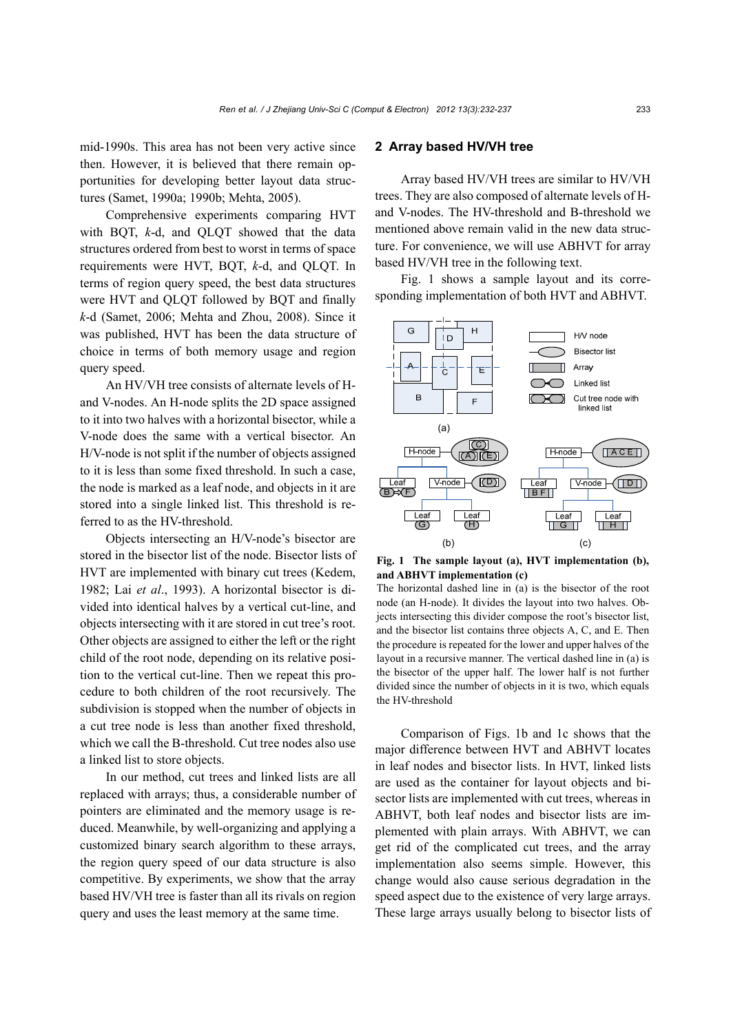mid-1990s. This area has not been very active since then. However, it is believed that there remain opportunities for developing better layout data structures (Samet, 1990a; 1990b; Mehta, 2005).

Comprehensive experiments comparing HVT with BQT, *k*-d, and QLQT showed that the data structures ordered from best to worst in terms of space requirements were HVT, BQT, *k*-d, and QLQT. In terms of region query speed, the best data structures were HVT and QLQT followed by BQT and finally *k*-d (Samet, 2006; Mehta and Zhou, 2008). Since it was published, HVT has been the data structure of choice in terms of both memory usage and region query speed.

An HV/VH tree consists of alternate levels of H- and V-nodes. An H-node splits the 2D space assigned to it into two halves with a horizontal bisector, while a V-node does the same with a vertical bisector. An H/V-node is not split if the number of objects assigned to it is less than some fixed threshold. In such a case, the node is marked as a leaf node, and objects in it are stored into a single linked list. This threshold is referred to as the HV-threshold.

Objects intersecting an H/V-node's bisector are stored in the bisector list of the node. Bisector lists of HVT are implemented with binary cut trees (Kedem, 1982; Lai *et al*., 1993). A horizontal bisector is divided into identical halves by a vertical cut-line, and objects intersecting with it are stored in cut tree's root. Other objects are assigned to either the left or the right child of the root node, depending on its relative position to the vertical cut-line. Then we repeat this procedure to both children of the root recursively. The subdivision is stopped when the number of objects in a cut tree node is less than another fixed threshold, which we call the B-threshold. Cut tree nodes also use a linked list to store objects.

In our method, cut trees and linked lists are all replaced with arrays; thus, a considerable number of pointers are eliminated and the memory usage is reduced. Meanwhile, by well-organizing and applying a customized binary search algorithm to these arrays, the region query speed of our data structure is also competitive. By experiments, we show that the array based HV/VH tree is faster than all its rivals on region query and uses the least memory at the same time.

## 2 Array based HV/VH tree

Array based HV/VH trees are similar to HV/VH trees. They are also composed of alternate levels of H- and V-nodes. The HV-threshold and B-threshold we mentioned above remain valid in the new data structure. For convenience, we will use ABHVT for array based HV/VH tree in the following text.

Fig. 1 shows a sample layout and its corresponding implementation of both HVT and ABHVT.

**Fig. 1 The sample layout (a), HVT implementation (b), and ABHVT implementation (c)**

The horizontal dashed line in (a) is the bisector of the root node (an H-node). It divides the layout into two halves. Objects intersecting this divider compose the root's bisector list, and the bisector list contains three objects A, C, and E. Then the procedure is repeated for the lower and upper halves of the layout in a recursive manner. The vertical dashed line in (a) is the bisector of the upper half. The lower half is not further divided since the number of objects in it is two, which equals the HV-threshold

Comparison of Figs. 1b and 1c shows that the major difference between HVT and ABHVT locates in leaf nodes and bisector lists. In HVT, linked lists are used as the container for layout objects and bisector lists are implemented with cut trees, whereas in ABHVT, both leaf nodes and bisector lists are implemented with plain arrays. With ABHVT, we can get rid of the complicated cut trees, and the array implementation also seems simple. However, this change would also cause serious degradation in the speed aspect due to the existence of very large arrays. These large arrays usually belong to bisector lists of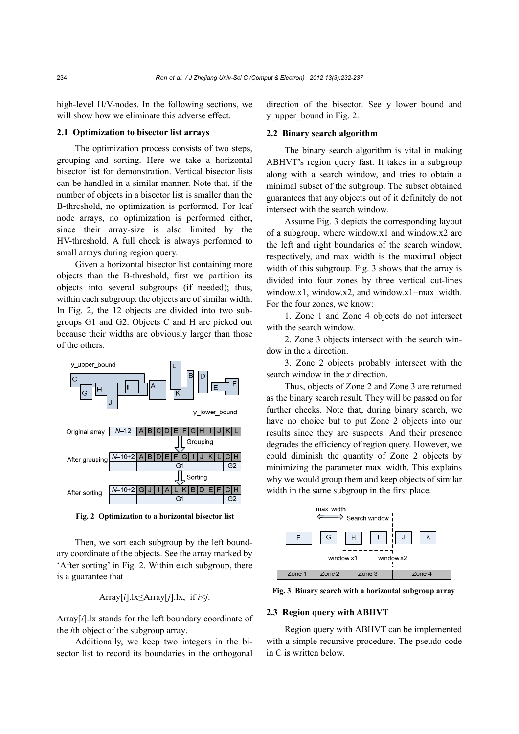high-level H/V-nodes. In the following sections, we will show how we eliminate this adverse effect.

### 2.1 Optimization to bisector list arrays

The optimization process consists of two steps, grouping and sorting. Here we take a horizontal bisector list for demonstration. Vertical bisector lists can be handled in a similar manner. Note that, if the number of objects in a bisector list is smaller than the B-threshold, no optimization is performed. For leaf node arrays, no optimization is performed either, since their array-size is also limited by the HV-threshold. A full check is always performed to small arrays during region query.

Given a horizontal bisector list containing more objects than the B-threshold, first we partition its objects into several subgroups (if needed); thus, within each subgroup, the objects are of similar width. In Fig. 2, the 12 objects are divided into two subgroups G1 and G2. Objects C and H are picked out because their widths are obviously larger than those of the others.

**Fig. 2 Optimization to a horizontal bisector list**

Then, we sort each subgroup by the left boundary coordinate of the objects. See the array marked by 'After sorting' in Fig. 2. Within each subgroup, there is a guarantee that

$$\text{Array}[i].\text{lx} \le \text{Array}[j].\text{lx}, \quad \text{if } i<j.$$

Array[$i$].lx stands for the left boundary coordinate of the $i$th object of the subgroup array.

Additionally, we keep two integers in the bisector list to record its boundaries in the orthogonal direction of the bisector. See y_lower_bound and y_upper_bound in Fig. 2.

### 2.2 Binary search algorithm

The binary search algorithm is vital in making ABHVT's region query fast. It takes in a subgroup along with a search window, and tries to obtain a minimal subset of the subgroup. The subset obtained guarantees that any objects out of it definitely do not intersect with the search window.

Assume Fig. 3 depicts the corresponding layout of a subgroup, where window.x1 and window.x2 are the left and right boundaries of the search window, respectively, and max_width is the maximal object width of this subgroup. Fig. 3 shows that the array is divided into four zones by three vertical cut-lines window.x1, window.x2, and window.x1−max_width. For the four zones, we know:

1. Zone 1 and Zone 4 objects do not intersect with the search window.

2. Zone 3 objects intersect with the search window in the $x$ direction.

3. Zone 2 objects probably intersect with the search window in the $x$ direction.

Thus, objects of Zone 2 and Zone 3 are returned as the binary search result. They will be passed on for further checks. Note that, during binary search, we have no choice but to put Zone 2 objects into our results since they are suspects. And their presence degrades the efficiency of region query. However, we could diminish the quantity of Zone 2 objects by minimizing the parameter max_width. This explains why we would group them and keep objects of similar width in the same subgroup in the first place.

**Fig. 3 Binary search with a horizontal subgroup array**

### 2.3 Region query with ABHVT

Region query with ABHVT can be implemented with a simple recursive procedure. The pseudo code in C is written below.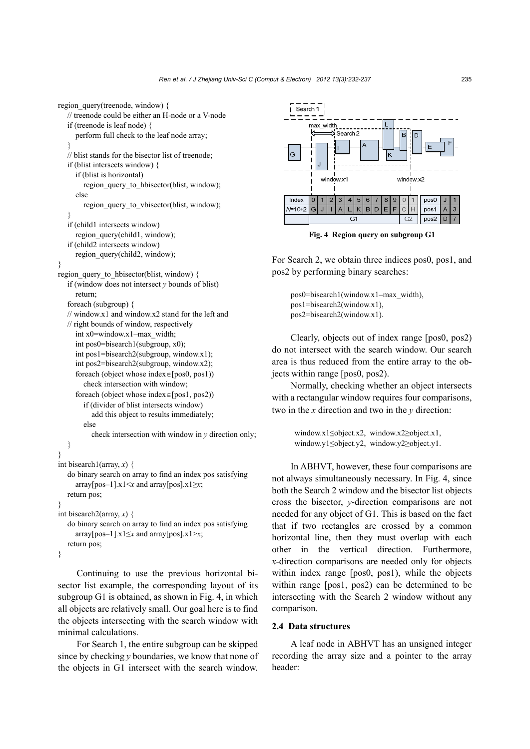```
region_query(treenode, window) {
    // treenode could be either an H-node or a V-node
    if (treenode is leaf node) {
        perform full check to the leaf node array;
    }
    // blist stands for the bisector list of treenode;
    if (blist intersects window) {
        if (blist is horizontal)
            region_query_to_hbisector(blist, window);
        else
            region_query_to_vbisector(blist, window);
    }
    if (child1 intersects window)
        region_query(child1, window);
    if (child2 intersects window)
        region_query(child2, window);
}
region_query_to_hbisector(blist, window) {
    if (window does not intersect y bounds of blist)
        return;
    foreach (subgroup) {
    // window.x1 and window.x2 stand for the left and
    // right bounds of window, respectively
        int x0=window.x1–max_width;
        int pos0=bisearch1(subgroup, x0);
        int pos1=bisearch2(subgroup, window.x1);
        int pos2=bisearch2(subgroup, window.x2);
        foreach (object whose index∈[pos0, pos1))
            check intersection with window;
        foreach (object whose index∈[pos1, pos2))
            if (divider of blist intersects window)
                add this object to results immediately;
            else
                check intersection with window in y direction only;
    }
}
int bisearch1(array, x) {
    do binary search on array to find an index pos satisfying
        array[pos–1].x1<x and array[pos].x1≥x;
    return pos;
}
int bisearch2(array, x) {
    do binary search on array to find an index pos satisfying
        array[pos–1].x1≤x and array[pos].x1>x;
    return pos;
}
```

Continuing to use the previous horizontal bisector list example, the corresponding layout of its subgroup G1 is obtained, as shown in Fig. 4, in which all objects are relatively small. Our goal here is to find the objects intersecting with the search window with minimal calculations.

For Search 1, the entire subgroup can be skipped since by checking $y$ boundaries, we know that none of the objects in G1 intersect with the search window.

| Index | 0 | 1 | 2 | 3 | 4 | 5 | 6 | 7 | 8 | 9 | 0 | 1 |
|---|---|---|---|---|---|---|---|---|---|---|---|---|
| $N$=10+2 | G | J | I | A | L | K | B | D | E | F | C | H |
| | G1 | | | | | | | | | | G2 | |

| | | |
|---|---|---|
| pos0 | J | 1 |
| pos1 | A | 3 |
| pos2 | D | 7 |

**Fig. 4 Region query on subgroup G1**

For Search 2, we obtain three indices pos0, pos1, and pos2 by performing binary searches:

pos0=bisearch1(window.x1–max_width),
pos1=bisearch2(window.x1),
pos2=bisearch2(window.x1).

Clearly, objects out of index range [pos0, pos2) do not intersect with the search window. Our search area is thus reduced from the entire array to the objects within range [pos0, pos2).

Normally, checking whether an object intersects with a rectangular window requires four comparisons, two in the $x$ direction and two in the $y$ direction:

window.x1≤object.x2, window.x2≥object.x1,
window.y1≤object.y2, window.y2≥object.y1.

In ABHVT, however, these four comparisons are not always simultaneously necessary. In Fig. 4, since both the Search 2 window and the bisector list objects cross the bisector, $y$-direction comparisons are not needed for any object of G1. This is based on the fact that if two rectangles are crossed by a common horizontal line, then they must overlap with each other in the vertical direction. Furthermore, $x$-direction comparisons are needed only for objects within index range [pos0, pos1), while the objects within range [pos1, pos2) can be determined to be intersecting with the Search 2 window without any comparison.

### 2.4 Data structures

A leaf node in ABHVT has an unsigned integer recording the array size and a pointer to the array header: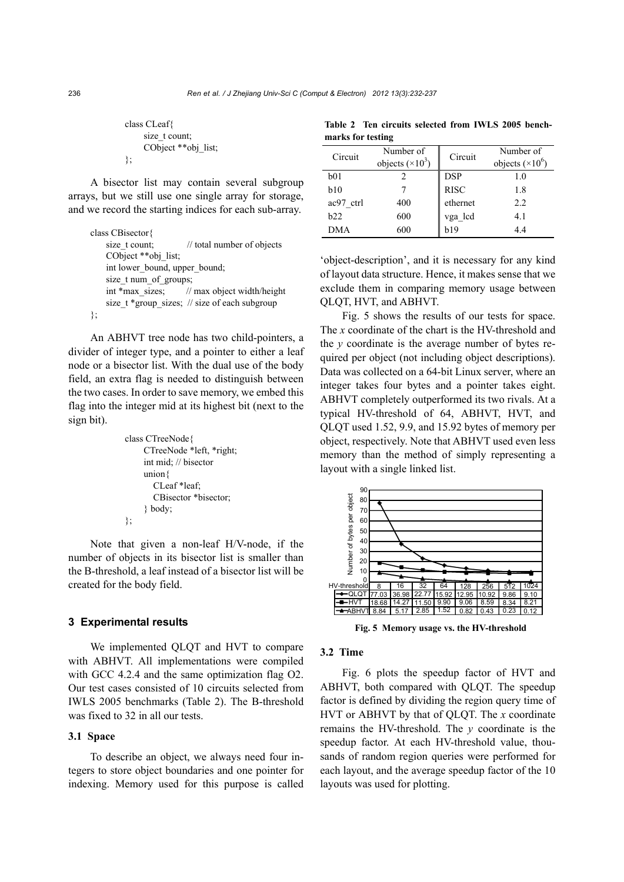```
class CLeaf{
    size_t count;
    CObject **obj_list;
};
```

A bisector list may contain several subgroup arrays, but we still use one single array for storage, and we record the starting indices for each sub-array.

```
class CBisector{
    size_t count;          // total number of objects
    CObject **obj_list;
    int lower_bound, upper_bound;
    size_t num_of_groups;
    int *max_sizes;        // max object width/height
    size_t *group_sizes;  // size of each subgroup
};
```

An ABHVT tree node has two child-pointers, a divider of integer type, and a pointer to either a leaf node or a bisector list. With the dual use of the body field, an extra flag is needed to distinguish between the two cases. In order to save memory, we embed this flag into the integer mid at its highest bit (next to the sign bit).

```
class CTreeNode{
    CTreeNode *left, *right;
    int mid; // bisector
    union{
        CLeaf *leaf;
        CBisector *bisector;
    } body;
};
```

Note that given a non-leaf H/V-node, if the number of objects in its bisector list is smaller than the B-threshold, a leaf instead of a bisector list will be created for the body field.

## 3 Experimental results

We implemented QLQT and HVT to compare with ABHVT. All implementations were compiled with GCC 4.2.4 and the same optimization flag O2. Our test cases consisted of 10 circuits selected from IWLS 2005 benchmarks (Table 2). The B-threshold was fixed to 32 in all our tests.

**Table 2 Ten circuits selected from IWLS 2005 benchmarks for testing**

| Circuit | Number of objects ($\times 10^3$) | Circuit | Number of objects ($\times 10^6$) |
|---|---|---|---|
| b01 | 2 | DSP | 1.0 |
| b10 | 7 | RISC | 1.8 |
| ac97_ctrl | 400 | ethernet | 2.2 |
| b22 | 600 | vga_lcd | 4.1 |
| DMA | 600 | b19 | 4.4 |

### 3.1 Space

To describe an object, we always need four integers to store object boundaries and one pointer for indexing. Memory used for this purpose is called 'object-description', and it is necessary for any kind of layout data structure. Hence, it makes sense that we exclude them in comparing memory usage between QLQT, HVT, and ABHVT.

Fig. 5 shows the results of our tests for space. The *x* coordinate of the chart is the HV-threshold and the *y* coordinate is the average number of bytes required per object (not including object descriptions). Data was collected on a 64-bit Linux server, where an integer takes four bytes and a pointer takes eight. ABHVT completely outperformed its two rivals. At a typical HV-threshold of 64, ABHVT, HVT, and QLQT used 1.52, 9.9, and 15.92 bytes of memory per object, respectively. Note that ABHVT used even less memory than the method of simply representing a layout with a single linked list.

| HV-threshold | 8 | 16 | 32 | 64 | 128 | 256 | 512 | 1024 |
|---|---|---|---|---|---|---|---|---|
| QLQT | 77.03 | 36.98 | 22.77 | 15.92 | 12.95 | 10.92 | 9.86 | 9.10 |
| HVT | 18.68 | 14.27 | 11.50 | 9.90 | 9.06 | 8.59 | 8.34 | 8.21 |
| ABHVT | 8.84 | 5.17 | 2.85 | 1.52 | 0.82 | 0.43 | 0.23 | 0.12 |

**Fig. 5 Memory usage vs. the HV-threshold**

### 3.2 Time

Fig. 6 plots the speedup factor of HVT and ABHVT, both compared with QLQT. The speedup factor is defined by dividing the region query time of HVT or ABHVT by that of QLQT. The *x* coordinate remains the HV-threshold. The *y* coordinate is the speedup factor. At each HV-threshold value, thousands of random region queries were performed for each layout, and the average speedup factor of the 10 layouts was used for plotting.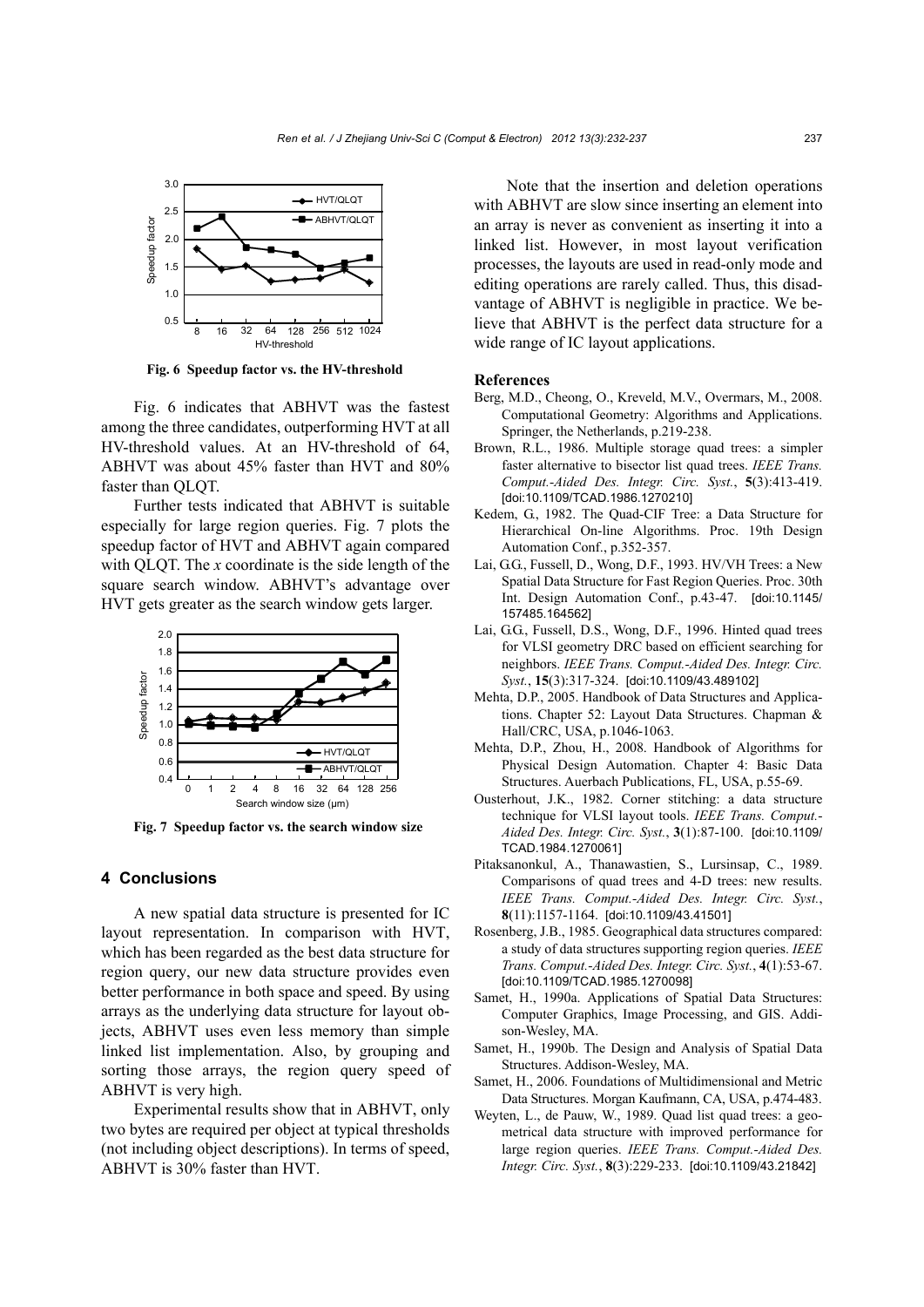3.0
2.5
2.0
1.5
1.0
0.5

Speedup factor

HVT/QLQT
ABHVT/QLQT

8 16 32 64 128 256 512 1024

HV-threshold

**Fig. 6 Speedup factor vs. the HV-threshold**

Fig. 6 indicates that ABHVT was the fastest among the three candidates, outperforming HVT at all HV-threshold values. At an HV-threshold of 64, ABHVT was about 45% faster than HVT and 80% faster than QLQT.

Further tests indicated that ABHVT is suitable especially for large region queries. Fig. 7 plots the speedup factor of HVT and ABHVT again compared with QLQT. The *x* coordinate is the side length of the square search window. ABHVT's advantage over HVT gets greater as the search window gets larger.

2.0
1.8
1.6
1.4
1.2
1.0
0.8
0.6
0.4

Speedup factor

HVT/QLQT
ABHVT/QLQT

0 1 2 4 8 16 32 64 128 256

Search window size (μm)

**Fig. 7 Speedup factor vs. the search window size**

## 4 Conclusions

A new spatial data structure is presented for IC layout representation. In comparison with HVT, which has been regarded as the best data structure for region query, our new data structure provides even better performance in both space and speed. By using arrays as the underlying data structure for layout objects, ABHVT uses even less memory than simple linked list implementation. Also, by grouping and sorting those arrays, the region query speed of ABHVT is very high.

Experimental results show that in ABHVT, only two bytes are required per object at typical thresholds (not including object descriptions). In terms of speed, ABHVT is 30% faster than HVT.

Note that the insertion and deletion operations with ABHVT are slow since inserting an element into an array is never as convenient as inserting it into a linked list. However, in most layout verification processes, the layouts are used in read-only mode and editing operations are rarely called. Thus, this disadvantage of ABHVT is negligible in practice. We believe that ABHVT is the perfect data structure for a wide range of IC layout applications.

## References

Berg, M.D., Cheong, O., Kreveld, M.V., Overmars, M., 2008. Computational Geometry: Algorithms and Applications. Springer, the Netherlands, p.219-238.

Brown, R.L., 1986. Multiple storage quad trees: a simpler faster alternative to bisector list quad trees. *IEEE Trans. Comput.-Aided Des. Integr. Circ. Syst.*, **5**(3):413-419. [doi:10.1109/TCAD.1986.1270210]

Kedem, G., 1982. The Quad-CIF Tree: a Data Structure for Hierarchical On-line Algorithms. Proc. 19th Design Automation Conf., p.352-357.

Lai, G.G., Fussell, D., Wong, D.F., 1993. HV/VH Trees: a New Spatial Data Structure for Fast Region Queries. Proc. 30th Int. Design Automation Conf., p.43-47. [doi:10.1145/157485.164562]

Lai, G.G., Fussell, D.S., Wong, D.F., 1996. Hinted quad trees for VLSI geometry DRC based on efficient searching for neighbors. *IEEE Trans. Comput.-Aided Des. Integr. Circ. Syst.*, **15**(3):317-324. [doi:10.1109/43.489102]

Mehta, D.P., 2005. Handbook of Data Structures and Applications. Chapter 52: Layout Data Structures. Chapman & Hall/CRC, USA, p.1046-1063.

Mehta, D.P., Zhou, H., 2008. Handbook of Algorithms for Physical Design Automation. Chapter 4: Basic Data Structures. Auerbach Publications, FL, USA, p.55-69.

Ousterhout, J.K., 1982. Corner stitching: a data structure technique for VLSI layout tools. *IEEE Trans. Comput.-Aided Des. Integr. Circ. Syst.*, **3**(1):87-100. [doi:10.1109/TCAD.1984.1270061]

Pitaksanonkul, A., Thanawastien, S., Lursinsap, C., 1989. Comparisons of quad trees and 4-D trees: new results. *IEEE Trans. Comput.-Aided Des. Integr. Circ. Syst.*, **8**(11):1157-1164. [doi:10.1109/43.41501]

Rosenberg, J.B., 1985. Geographical data structures compared: a study of data structures supporting region queries. *IEEE Trans. Comput.-Aided Des. Integr. Circ. Syst.*, **4**(1):53-67. [doi:10.1109/TCAD.1985.1270098]

Samet, H., 1990a. Applications of Spatial Data Structures: Computer Graphics, Image Processing, and GIS. Addison-Wesley, MA.

Samet, H., 1990b. The Design and Analysis of Spatial Data Structures. Addison-Wesley, MA.

Samet, H., 2006. Foundations of Multidimensional and Metric Data Structures. Morgan Kaufmann, CA, USA, p.474-483.

Weyten, L., de Pauw, W., 1989. Quad list quad trees: a geometrical data structure with improved performance for large region queries. *IEEE Trans. Comput.-Aided Des. Integr. Circ. Syst.*, **8**(3):229-233. [doi:10.1109/43.21842]